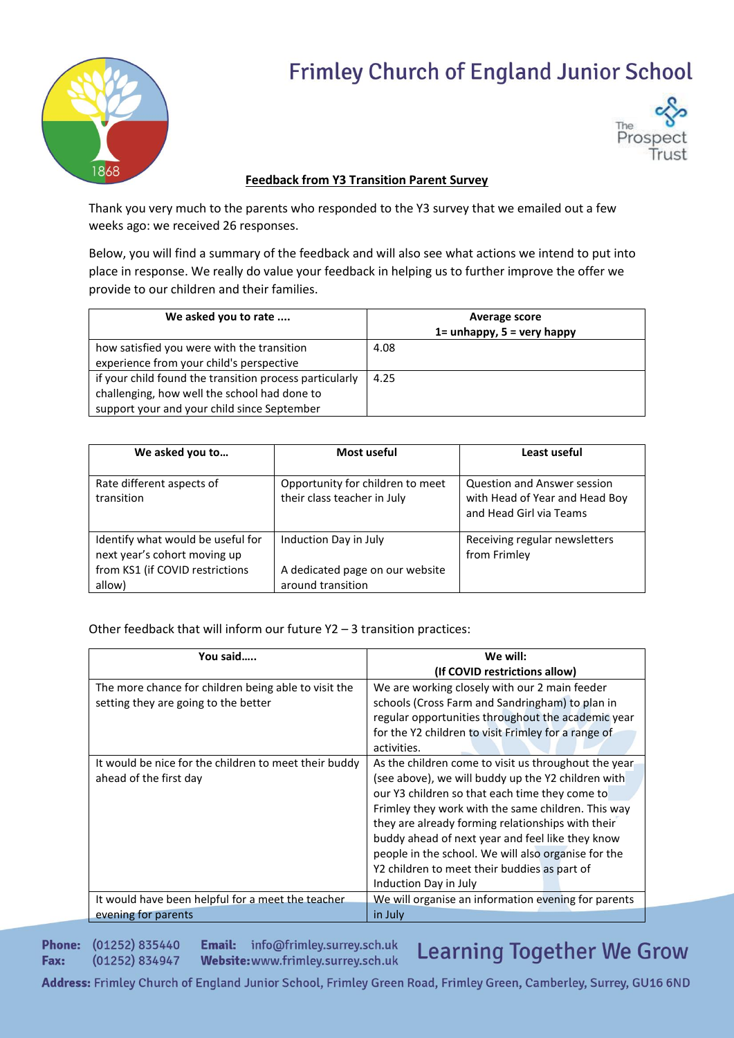# Frimley Church of England Junior School

## Feedback from Y3 Transition Parent Survey

Thank you very much to the parents who responded to the Y3 survey that we emailed out a few weeks ago: we received 26 responses.

Below, you will find a summary of the feedback and will also see what actions we intend to put into place in response. We really do value your feedback in helping us to further improve the offer we provide to our children and their families.

| We asked you to rate .... | Average score<br>1= unhappy, 5 = very happy |
|---|---|
| how satisfied you were with the transition experience from your child's perspective | 4.08 |
| if your child found the transition process particularly challenging, how well the school had done to support your and your child since September | 4.25 |

| We asked you to… | Most useful | Least useful |
|---|---|---|
| Rate different aspects of transition | Opportunity for children to meet their class teacher in July | Question and Answer session with Head of Year and Head Boy and Head Girl via Teams |
| Identify what would be useful for next year's cohort moving up from KS1 (if COVID restrictions allow) | Induction Day in July<br><br>A dedicated page on our website around transition | Receiving regular newsletters from Frimley |

Other feedback that will inform our future Y2 – 3 transition practices:

| You said….. | We will:<br>(If COVID restrictions allow) |
|---|---|
| The more chance for children being able to visit the setting they are going to the better | We are working closely with our 2 main feeder schools (Cross Farm and Sandringham) to plan in regular opportunities throughout the academic year for the Y2 children to visit Frimley for a range of activities. |
| It would be nice for the children to meet their buddy ahead of the first day | As the children come to visit us throughout the year (see above), we will buddy up the Y2 children with our Y3 children so that each time they come to Frimley they work with the same children. This way they are already forming relationships with their buddy ahead of next year and feel like they know people in the school. We will also organise for the Y2 children to meet their buddies as part of Induction Day in July |
| It would have been helpful for a meet the teacher evening for parents | We will organise an information evening for parents in July |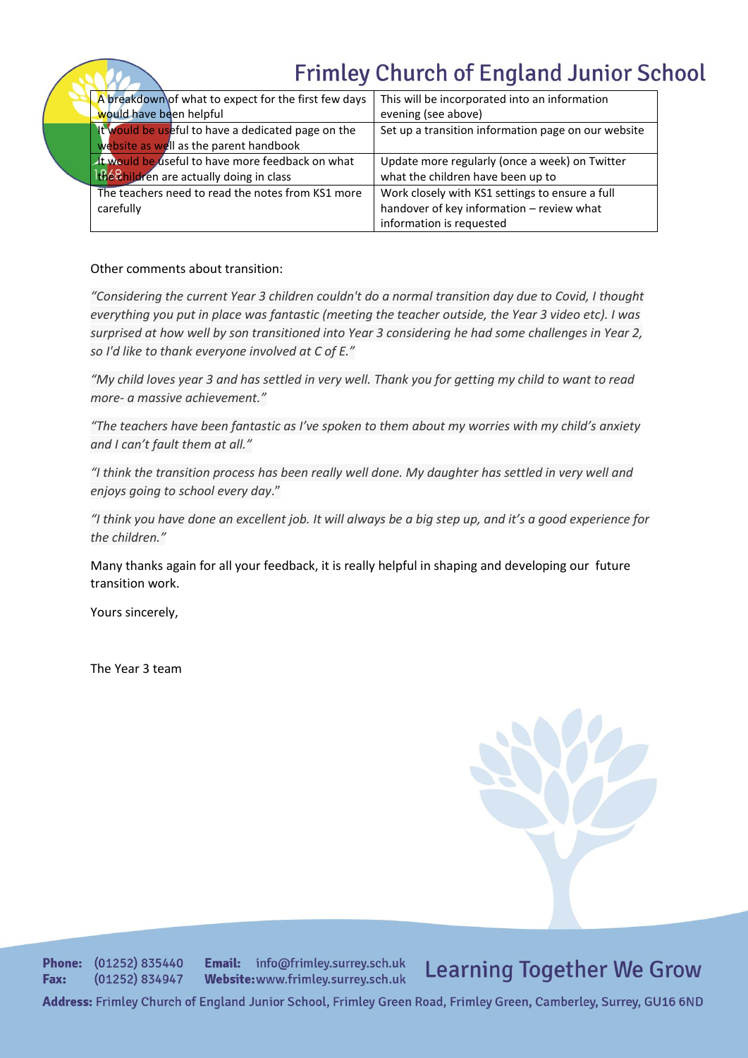| | |
|---|---|
| A breakdown of what to expect for the first few days would have been helpful | This will be incorporated into an information evening (see above) |
| It would be useful to have a dedicated page on the website as well as the parent handbook | Set up a transition information page on our website |
| It would be useful to have more feedback on what the children are actually doing in class | Update more regularly (once a week) on Twitter what the children have been up to |
| The teachers need to read the notes from KS1 more carefully | Work closely with KS1 settings to ensure a full handover of key information – review what information is requested |

Other comments about transition:

*"Considering the current Year 3 children couldn't do a normal transition day due to Covid, I thought everything you put in place was fantastic (meeting the teacher outside, the Year 3 video etc). I was surprised at how well by son transitioned into Year 3 considering he had some challenges in Year 2, so I'd like to thank everyone involved at C of E."*

*"My child loves year 3 and has settled in very well. Thank you for getting my child to want to read more- a massive achievement."*

*"The teachers have been fantastic as I've spoken to them about my worries with my child's anxiety and I can't fault them at all."*

*"I think the transition process has been really well done. My daughter has settled in very well and enjoys going to school every day."*

*"I think you have done an excellent job. It will always be a big step up, and it's a good experience for the children."*

Many thanks again for all your feedback, it is really helpful in shaping and developing our future transition work.

Yours sincerely,

The Year 3 team